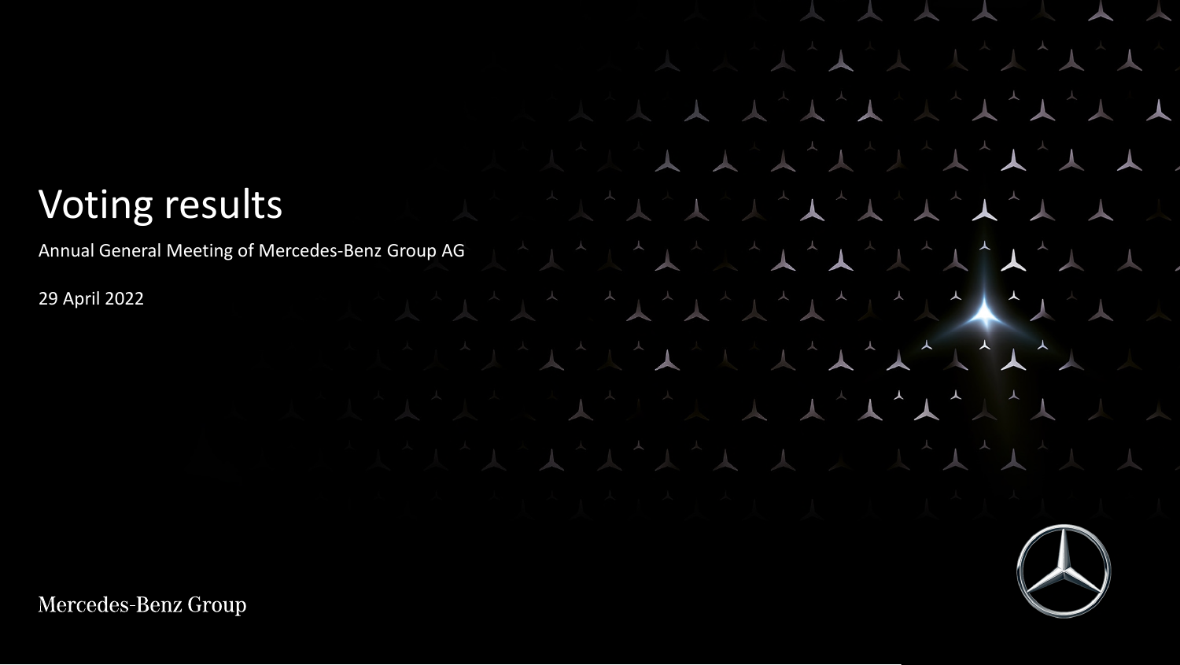# Voting results

Annual General Meeting of Mercedes-Benz Group AG

29 April 2022

Mercedes-Benz Group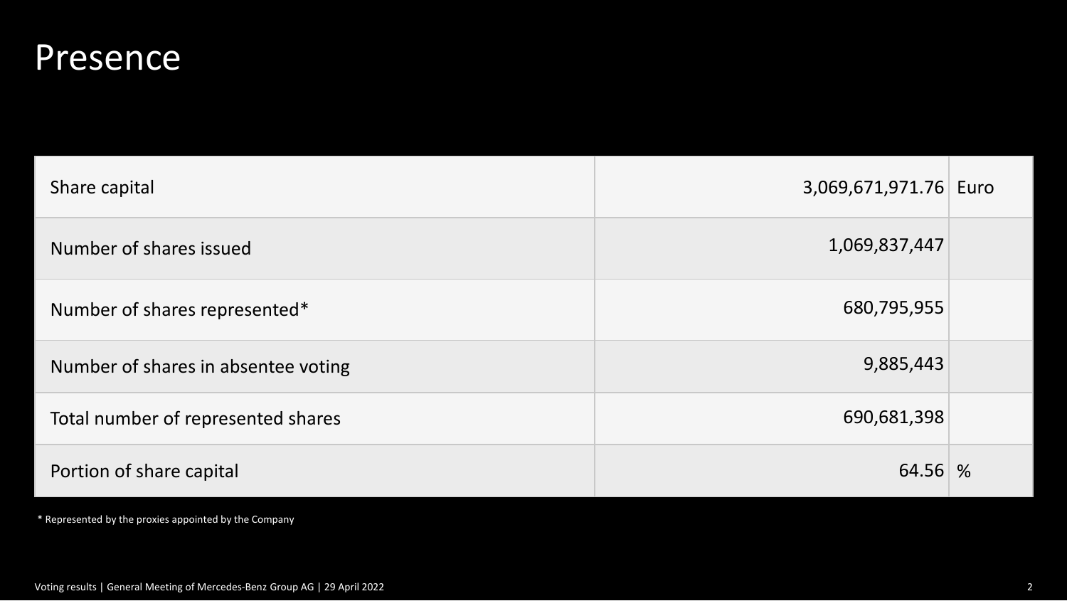# Presence

| | | |
|---|---:|---|
| Share capital | 3,069,671,971.76 | Euro |
| Number of shares issued | 1,069,837,447 | |
| Number of shares represented* | 680,795,955 | |
| Number of shares in absentee voting | 9,885,443 | |
| Total number of represented shares | 690,681,398 | |
| Portion of share capital | 64.56 | % |

* Represented by the proxies appointed by the Company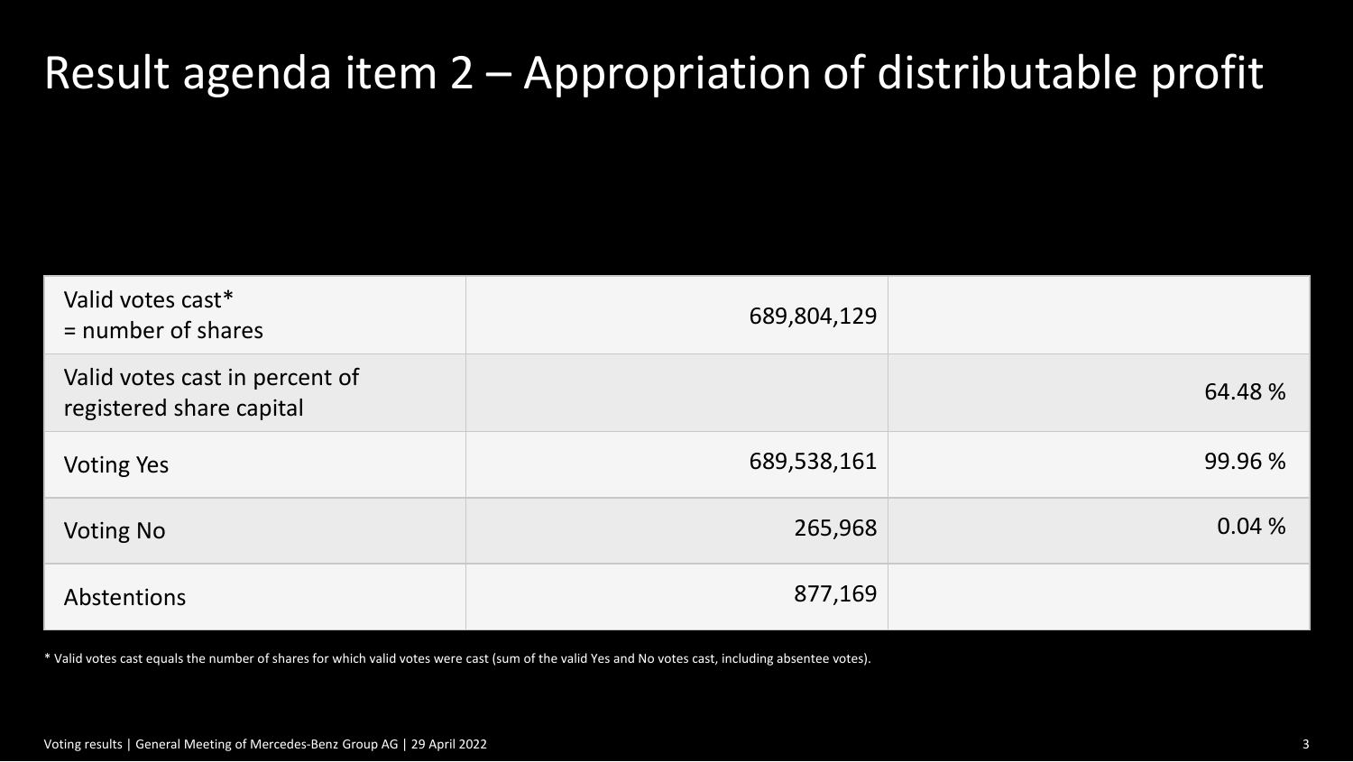# Result agenda item 2 – Appropriation of distributable profit

| | | |
|---|---|---|
| Valid votes cast* = number of shares | 689,804,129 | |
| Valid votes cast in percent of registered share capital | | 64.48 % |
| Voting Yes | 689,538,161 | 99.96 % |
| Voting No | 265,968 | 0.04 % |
| Abstentions | 877,169 | |

* Valid votes cast equals the number of shares for which valid votes were cast (sum of the valid Yes and No votes cast, including absentee votes).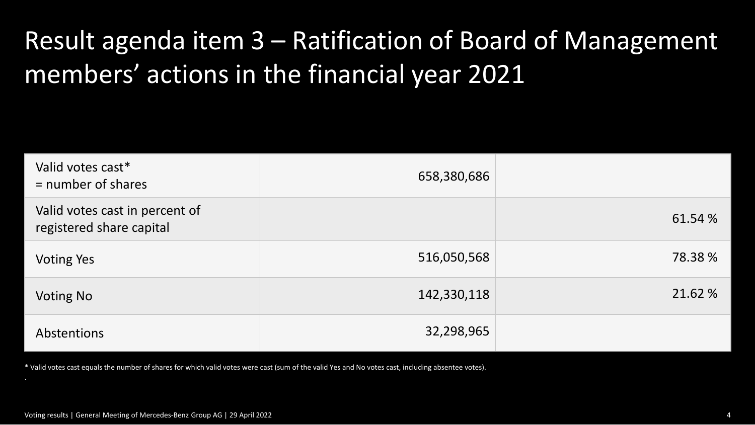# Result agenda item 3 – Ratification of Board of Management members' actions in the financial year 2021

| | | |
|---|---|---|
| Valid votes cast*<br>= number of shares | 658,380,686 | |
| Valid votes cast in percent of registered share capital | | 61.54 % |
| Voting Yes | 516,050,568 | 78.38 % |
| Voting No | 142,330,118 | 21.62 % |
| Abstentions | 32,298,965 | |

* Valid votes cast equals the number of shares for which valid votes were cast (sum of the valid Yes and No votes cast, including absentee votes).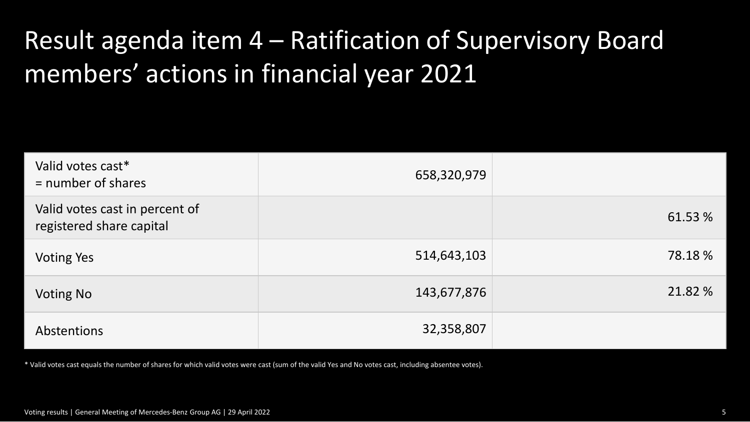# Result agenda item 4 – Ratification of Supervisory Board members' actions in financial year 2021

| | | |
|---|---|---|
| Valid votes cast* = number of shares | 658,320,979 | |
| Valid votes cast in percent of registered share capital | | 61.53 % |
| Voting Yes | 514,643,103 | 78.18 % |
| Voting No | 143,677,876 | 21.82 % |
| Abstentions | 32,358,807 | |

* Valid votes cast equals the number of shares for which valid votes were cast (sum of the valid Yes and No votes cast, including absentee votes).

Voting results | General Meeting of Mercedes-Benz Group AG | 29 April 2022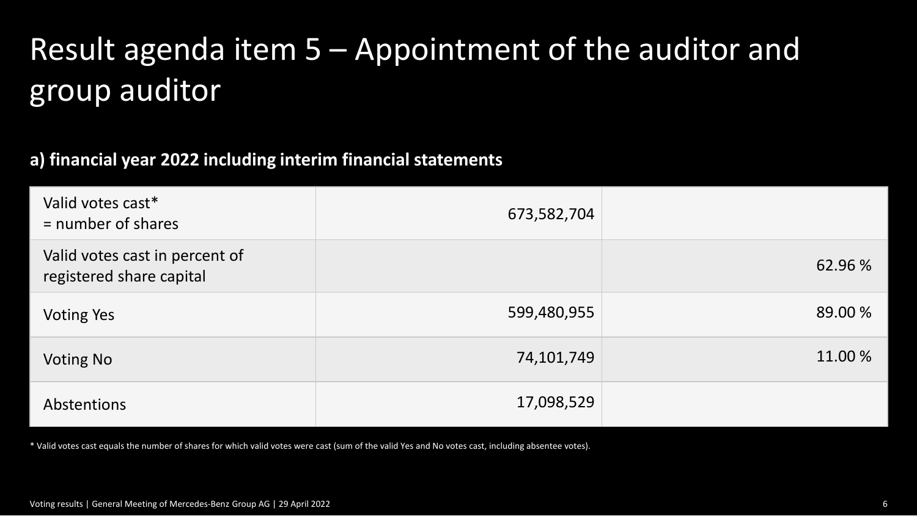# Result agenda item 5 – Appointment of the auditor and group auditor

**a) financial year 2022 including interim financial statements**

| | | |
|---|---|---|
| Valid votes cast* = number of shares | 673,582,704 | |
| Valid votes cast in percent of registered share capital | | 62.96 % |
| Voting Yes | 599,480,955 | 89.00 % |
| Voting No | 74,101,749 | 11.00 % |
| Abstentions | 17,098,529 | |

* Valid votes cast equals the number of shares for which valid votes were cast (sum of the valid Yes and No votes cast, including absentee votes).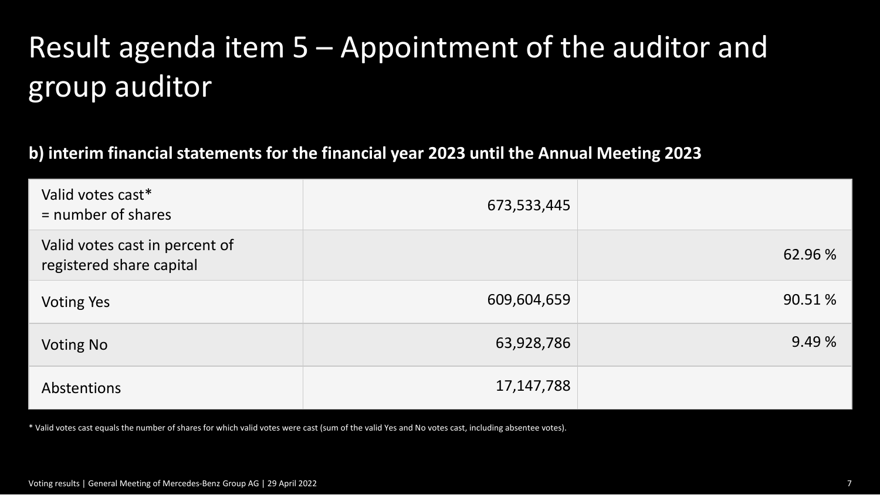# Result agenda item 5 – Appointment of the auditor and group auditor

**b) interim financial statements for the financial year 2023 until the Annual Meeting 2023**

| | | |
|---|---|---|
| Valid votes cast*<br>= number of shares | 673,533,445 | |
| Valid votes cast in percent of registered share capital | | 62.96 % |
| Voting Yes | 609,604,659 | 90.51 % |
| Voting No | 63,928,786 | 9.49 % |
| Abstentions | 17,147,788 | |

* Valid votes cast equals the number of shares for which valid votes were cast (sum of the valid Yes and No votes cast, including absentee votes).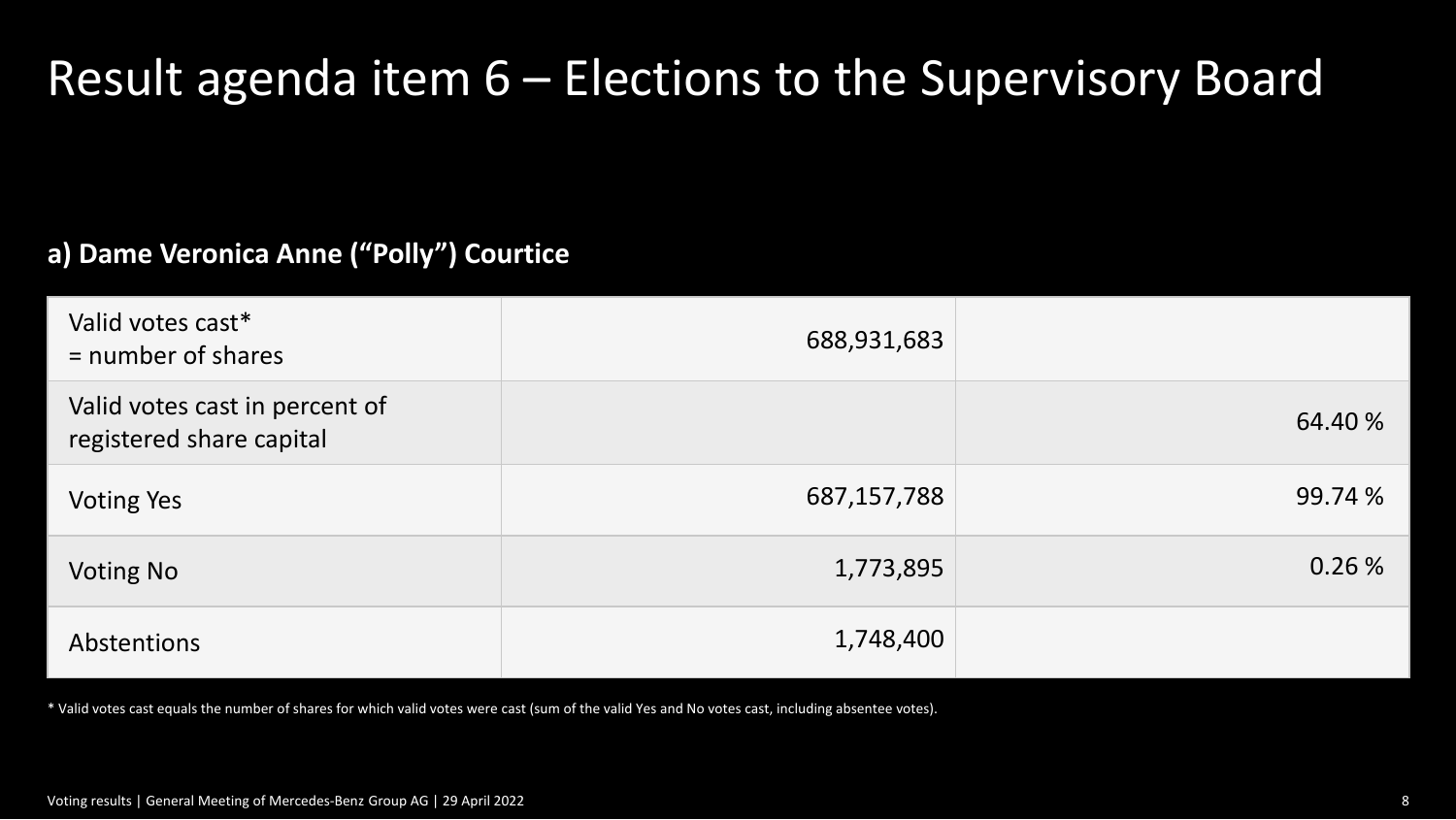# Result agenda item 6 – Elections to the Supervisory Board

### a) Dame Veronica Anne ("Polly") Courtice

| | | |
|---|---:|---:|
| Valid votes cast*<br>= number of shares | 688,931,683 | |
| Valid votes cast in percent of registered share capital | | 64.40 % |
| Voting Yes | 687,157,788 | 99.74 % |
| Voting No | 1,773,895 | 0.26 % |
| Abstentions | 1,748,400 | |

* Valid votes cast equals the number of shares for which valid votes were cast (sum of the valid Yes and No votes cast, including absentee votes).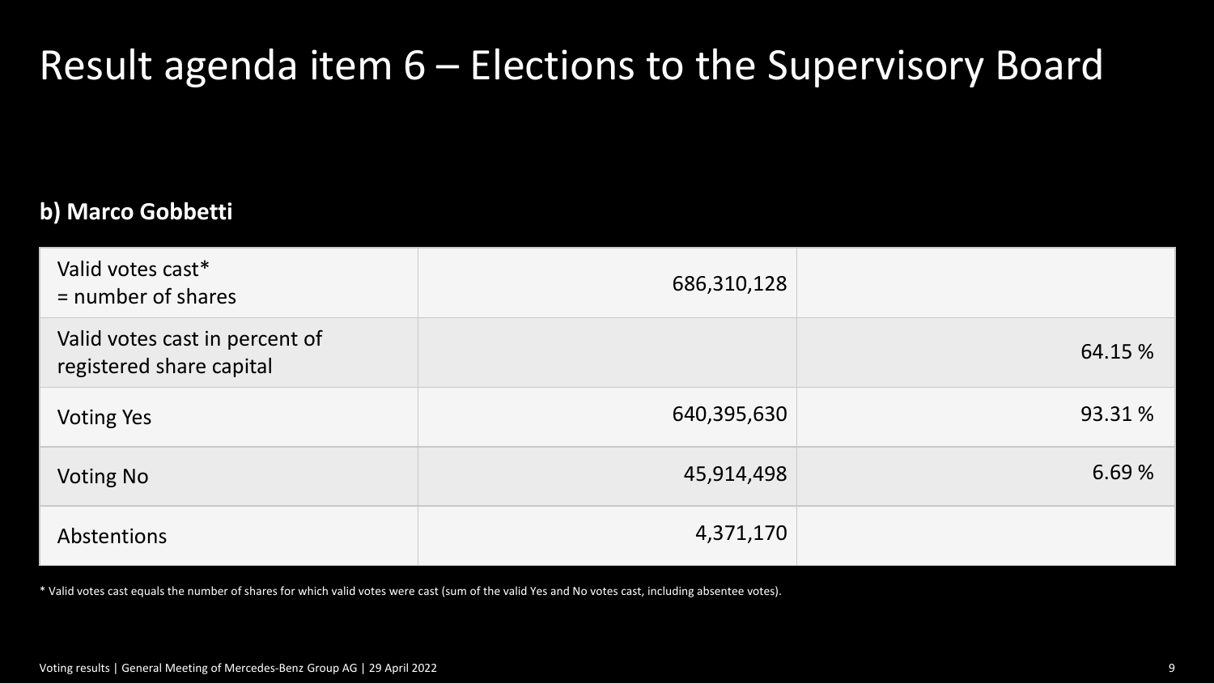# Result agenda item 6 – Elections to the Supervisory Board

**b) Marco Gobbetti**

| | | |
|---|---|---|
| Valid votes cast*<br>= number of shares | 686,310,128 | |
| Valid votes cast in percent of registered share capital | | 64.15 % |
| Voting Yes | 640,395,630 | 93.31 % |
| Voting No | 45,914,498 | 6.69 % |
| Abstentions | 4,371,170 | |

* Valid votes cast equals the number of shares for which valid votes were cast (sum of the valid Yes and No votes cast, including absentee votes).

Voting results | General Meeting of Mercedes-Benz Group AG | 29 April 2022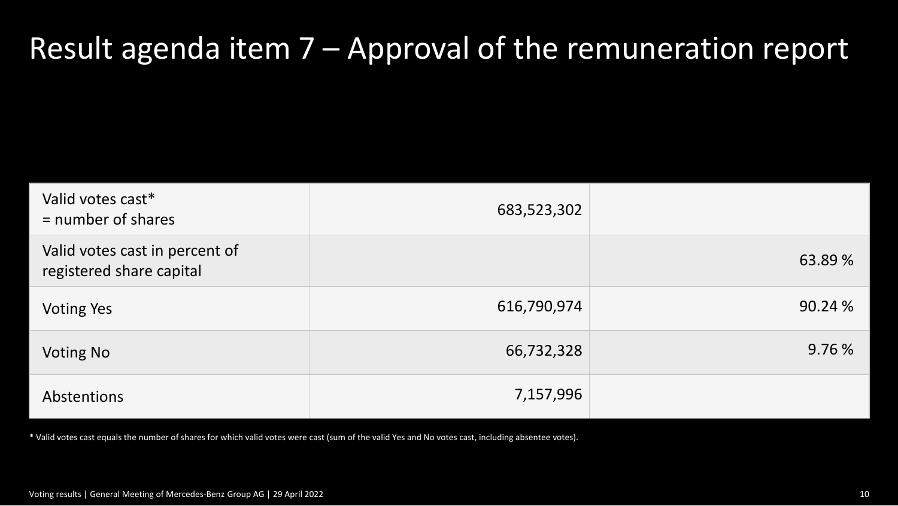# Result agenda item 7 – Approval of the remuneration report

| | | |
|---|---|---|
| Valid votes cast* = number of shares | 683,523,302 | |
| Valid votes cast in percent of registered share capital | | 63.89 % |
| Voting Yes | 616,790,974 | 90.24 % |
| Voting No | 66,732,328 | 9.76 % |
| Abstentions | 7,157,996 | |

* Valid votes cast equals the number of shares for which valid votes were cast (sum of the valid Yes and No votes cast, including absentee votes).